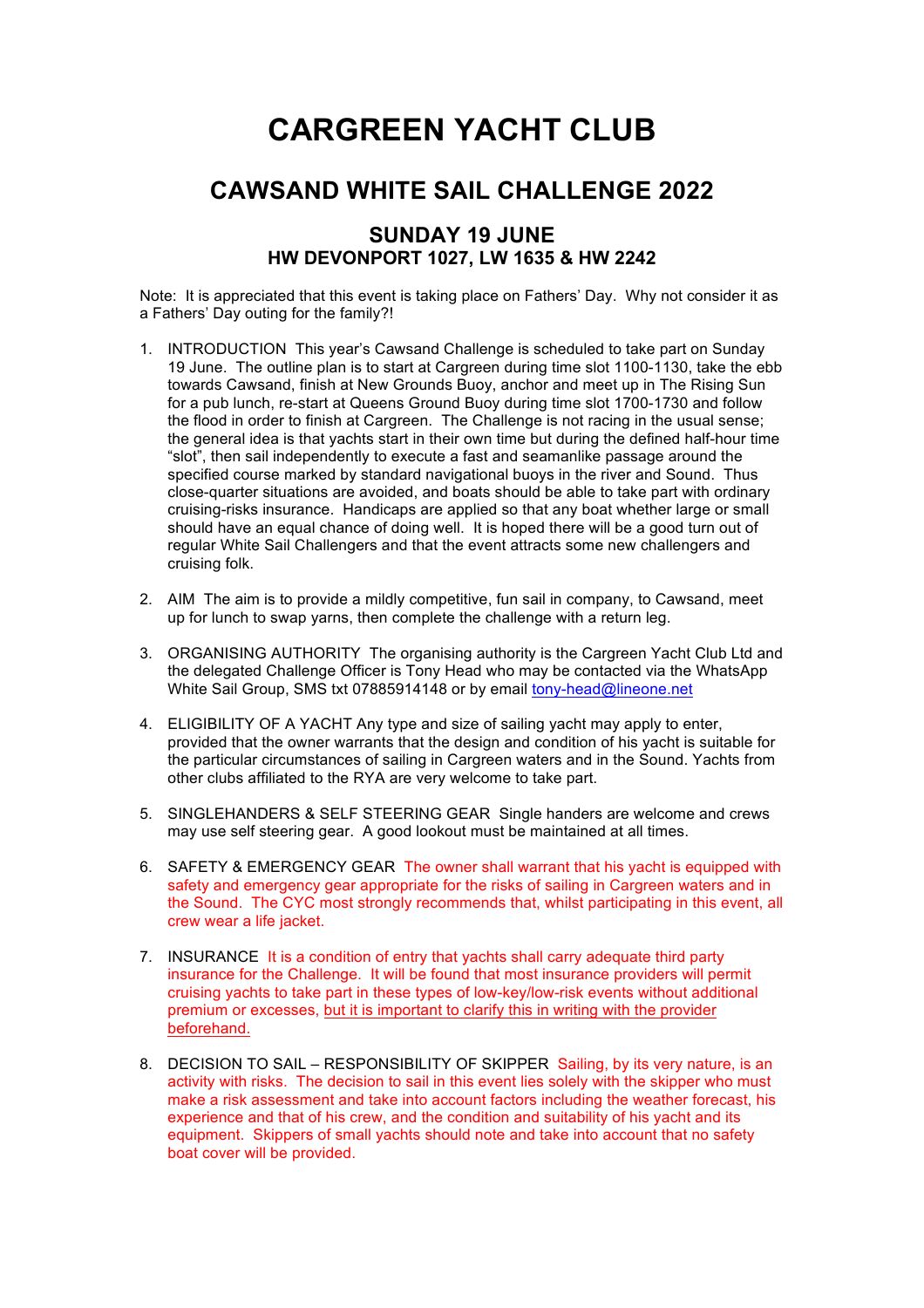# CARGREEN YACHT CLUB

## CAWSAND WHITE SAIL CHALLENGE 2022

### SUNDAY 19 JUNE
### HW DEVONPORT 1027, LW 1635 & HW 2242

Note: It is appreciated that this event is taking place on Fathers' Day. Why not consider it as a Fathers' Day outing for the family?!

1. INTRODUCTION This year's Cawsand Challenge is scheduled to take part on Sunday 19 June. The outline plan is to start at Cargreen during time slot 1100-1130, take the ebb towards Cawsand, finish at New Grounds Buoy, anchor and meet up in The Rising Sun for a pub lunch, re-start at Queens Ground Buoy during time slot 1700-1730 and follow the flood in order to finish at Cargreen. The Challenge is not racing in the usual sense; the general idea is that yachts start in their own time but during the defined half-hour time "slot", then sail independently to execute a fast and seamanlike passage around the specified course marked by standard navigational buoys in the river and Sound. Thus close-quarter situations are avoided, and boats should be able to take part with ordinary cruising-risks insurance. Handicaps are applied so that any boat whether large or small should have an equal chance of doing well. It is hoped there will be a good turn out of regular White Sail Challengers and that the event attracts some new challengers and cruising folk.

2. AIM The aim is to provide a mildly competitive, fun sail in company, to Cawsand, meet up for lunch to swap yarns, then complete the challenge with a return leg.

3. ORGANISING AUTHORITY The organising authority is the Cargreen Yacht Club Ltd and the delegated Challenge Officer is Tony Head who may be contacted via the WhatsApp White Sail Group, SMS txt 07885914148 or by email tony-head@lineone.net

4. ELIGIBILITY OF A YACHT Any type and size of sailing yacht may apply to enter, provided that the owner warrants that the design and condition of his yacht is suitable for the particular circumstances of sailing in Cargreen waters and in the Sound. Yachts from other clubs affiliated to the RYA are very welcome to take part.

5. SINGLEHANDERS & SELF STEERING GEAR Single handers are welcome and crews may use self steering gear. A good lookout must be maintained at all times.

6. SAFETY & EMERGENCY GEAR The owner shall warrant that his yacht is equipped with safety and emergency gear appropriate for the risks of sailing in Cargreen waters and in the Sound. The CYC most strongly recommends that, whilst participating in this event, all crew wear a life jacket.

7. INSURANCE It is a condition of entry that yachts shall carry adequate third party insurance for the Challenge. It will be found that most insurance providers will permit cruising yachts to take part in these types of low-key/low-risk events without additional premium or excesses, but it is important to clarify this in writing with the provider beforehand.

8. DECISION TO SAIL – RESPONSIBILITY OF SKIPPER Sailing, by its very nature, is an activity with risks. The decision to sail in this event lies solely with the skipper who must make a risk assessment and take into account factors including the weather forecast, his experience and that of his crew, and the condition and suitability of his yacht and its equipment. Skippers of small yachts should note and take into account that no safety boat cover will be provided.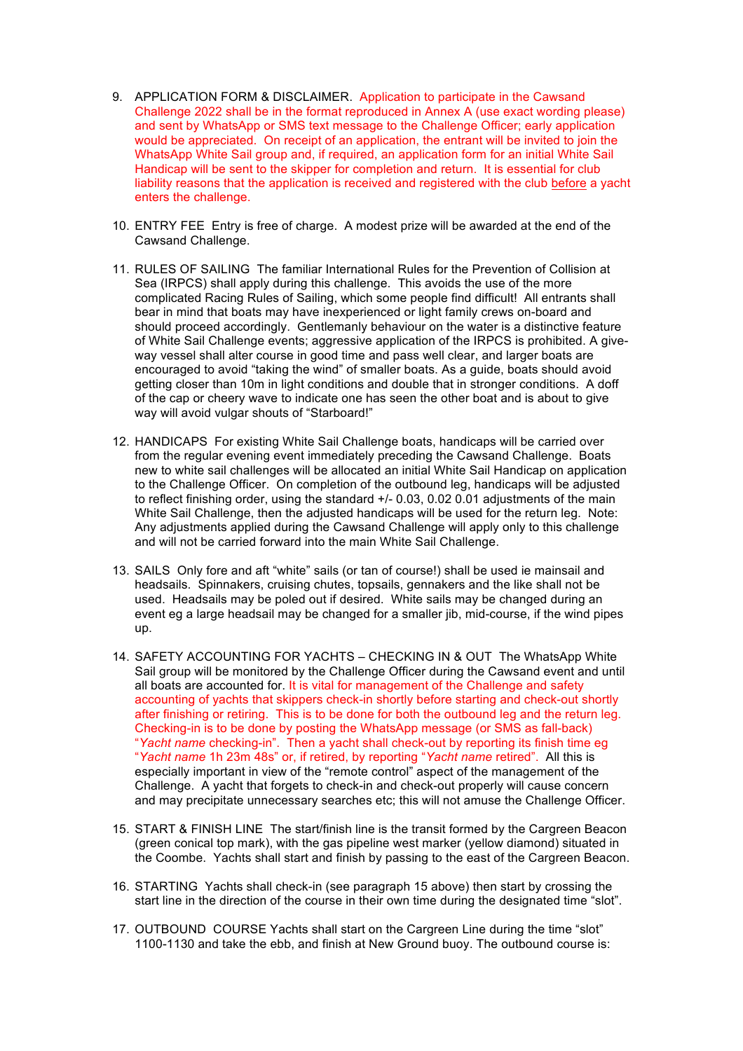9. APPLICATION FORM & DISCLAIMER. Application to participate in the Cawsand Challenge 2022 shall be in the format reproduced in Annex A (use exact wording please) and sent by WhatsApp or SMS text message to the Challenge Officer; early application would be appreciated. On receipt of an application, the entrant will be invited to join the WhatsApp White Sail group and, if required, an application form for an initial White Sail Handicap will be sent to the skipper for completion and return. It is essential for club liability reasons that the application is received and registered with the club before a yacht enters the challenge.

10. ENTRY FEE Entry is free of charge. A modest prize will be awarded at the end of the Cawsand Challenge.

11. RULES OF SAILING The familiar International Rules for the Prevention of Collision at Sea (IRPCS) shall apply during this challenge. This avoids the use of the more complicated Racing Rules of Sailing, which some people find difficult! All entrants shall bear in mind that boats may have inexperienced or light family crews on-board and should proceed accordingly. Gentlemanly behaviour on the water is a distinctive feature of White Sail Challenge events; aggressive application of the IRPCS is prohibited. A give-way vessel shall alter course in good time and pass well clear, and larger boats are encouraged to avoid "taking the wind" of smaller boats. As a guide, boats should avoid getting closer than 10m in light conditions and double that in stronger conditions. A doff of the cap or cheery wave to indicate one has seen the other boat and is about to give way will avoid vulgar shouts of "Starboard!"

12. HANDICAPS For existing White Sail Challenge boats, handicaps will be carried over from the regular evening event immediately preceding the Cawsand Challenge. Boats new to white sail challenges will be allocated an initial White Sail Handicap on application to the Challenge Officer. On completion of the outbound leg, handicaps will be adjusted to reflect finishing order, using the standard +/- 0.03, 0.02 0.01 adjustments of the main White Sail Challenge, then the adjusted handicaps will be used for the return leg. Note: Any adjustments applied during the Cawsand Challenge will apply only to this challenge and will not be carried forward into the main White Sail Challenge.

13. SAILS Only fore and aft "white" sails (or tan of course!) shall be used ie mainsail and headsails. Spinnakers, cruising chutes, topsails, gennakers and the like shall not be used. Headsails may be poled out if desired. White sails may be changed during an event eg a large headsail may be changed for a smaller jib, mid-course, if the wind pipes up.

14. SAFETY ACCOUNTING FOR YACHTS – CHECKING IN & OUT The WhatsApp White Sail group will be monitored by the Challenge Officer during the Cawsand event and until all boats are accounted for. It is vital for management of the Challenge and safety accounting of yachts that skippers check-in shortly before starting and check-out shortly after finishing or retiring. This is to be done for both the outbound leg and the return leg. Checking-in is to be done by posting the WhatsApp message (or SMS as fall-back) "*Yacht name* checking-in". Then a yacht shall check-out by reporting its finish time eg "*Yacht name* 1h 23m 48s" or, if retired, by reporting "*Yacht name* retired". All this is especially important in view of the "remote control" aspect of the management of the Challenge. A yacht that forgets to check-in and check-out properly will cause concern and may precipitate unnecessary searches etc; this will not amuse the Challenge Officer.

15. START & FINISH LINE The start/finish line is the transit formed by the Cargreen Beacon (green conical top mark), with the gas pipeline west marker (yellow diamond) situated in the Coombe. Yachts shall start and finish by passing to the east of the Cargreen Beacon.

16. STARTING Yachts shall check-in (see paragraph 15 above) then start by crossing the start line in the direction of the course in their own time during the designated time "slot".

17. OUTBOUND COURSE Yachts shall start on the Cargreen Line during the time "slot" 1100-1130 and take the ebb, and finish at New Ground buoy. The outbound course is: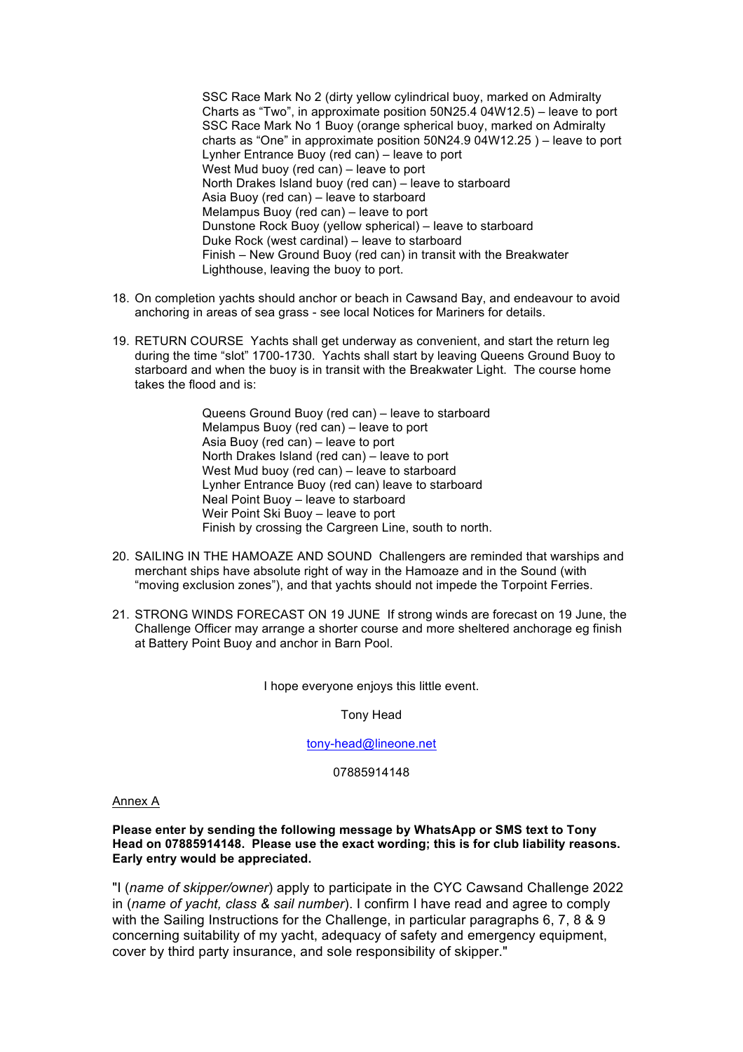SSC Race Mark No 2 (dirty yellow cylindrical buoy, marked on Admiralty Charts as "Two", in approximate position 50N25.4 04W12.5) – leave to port
SSC Race Mark No 1 Buoy (orange spherical buoy, marked on Admiralty charts as "One" in approximate position 50N24.9 04W12.25 ) – leave to port
Lynher Entrance Buoy (red can) – leave to port
West Mud buoy (red can) – leave to port
North Drakes Island buoy (red can) – leave to starboard
Asia Buoy (red can) – leave to starboard
Melampus Buoy (red can) – leave to port
Dunstone Rock Buoy (yellow spherical) – leave to starboard
Duke Rock (west cardinal) – leave to starboard
Finish – New Ground Buoy (red can) in transit with the Breakwater Lighthouse, leaving the buoy to port.

18. On completion yachts should anchor or beach in Cawsand Bay, and endeavour to avoid anchoring in areas of sea grass - see local Notices for Mariners for details.

19. RETURN COURSE Yachts shall get underway as convenient, and start the return leg during the time "slot" 1700-1730. Yachts shall start by leaving Queens Ground Buoy to starboard and when the buoy is in transit with the Breakwater Light. The course home takes the flood and is:

    Queens Ground Buoy (red can) – leave to starboard
    Melampus Buoy (red can) – leave to port
    Asia Buoy (red can) – leave to port
    North Drakes Island (red can) – leave to port
    West Mud buoy (red can) – leave to starboard
    Lynher Entrance Buoy (red can) leave to starboard
    Neal Point Buoy – leave to starboard
    Weir Point Ski Buoy – leave to port
    Finish by crossing the Cargreen Line, south to north.

20. SAILING IN THE HAMOAZE AND SOUND Challengers are reminded that warships and merchant ships have absolute right of way in the Hamoaze and in the Sound (with "moving exclusion zones"), and that yachts should not impede the Torpoint Ferries.

21. STRONG WINDS FORECAST ON 19 JUNE If strong winds are forecast on 19 June, the Challenge Officer may arrange a shorter course and more sheltered anchorage eg finish at Battery Point Buoy and anchor in Barn Pool.

I hope everyone enjoys this little event.

Tony Head

tony-head@lineone.net

07885914148

Annex A

**Please enter by sending the following message by WhatsApp or SMS text to Tony Head on 07885914148. Please use the exact wording; this is for club liability reasons. Early entry would be appreciated.**

"I (*name of skipper/owner*) apply to participate in the CYC Cawsand Challenge 2022 in (*name of yacht, class & sail number*). I confirm I have read and agree to comply with the Sailing Instructions for the Challenge, in particular paragraphs 6, 7, 8 & 9 concerning suitability of my yacht, adequacy of safety and emergency equipment, cover by third party insurance, and sole responsibility of skipper."